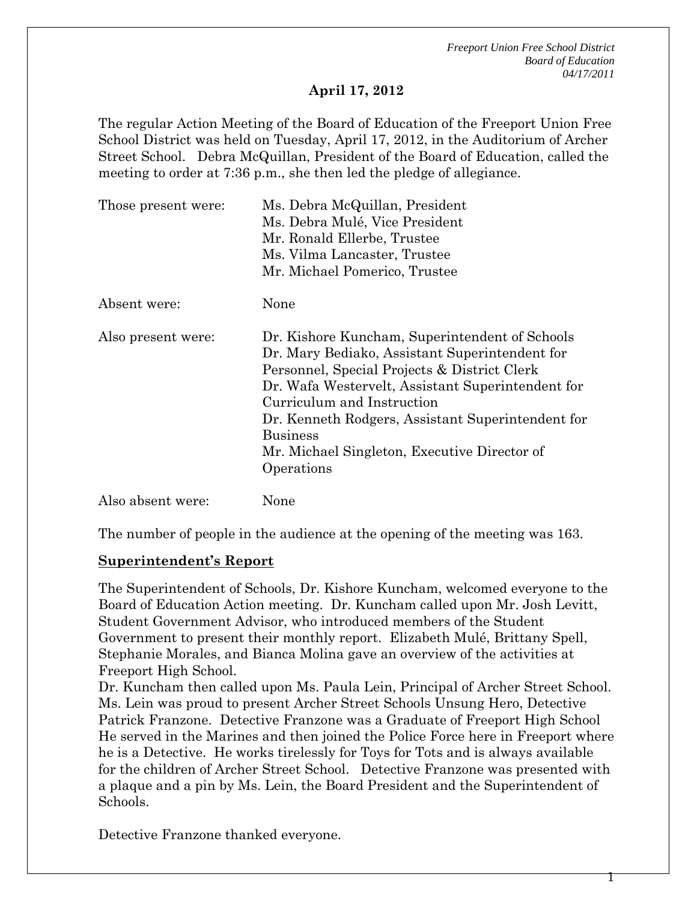**April 17, 2012**

The regular Action Meeting of the Board of Education of the Freeport Union Free School District was held on Tuesday, April 17, 2012, in the Auditorium of Archer Street School. Debra McQuillan, President of the Board of Education, called the meeting to order at 7:36 p.m., she then led the pledge of allegiance.

| | |
|---|---|
| Those present were: | Ms. Debra McQuillan, President<br>Ms. Debra Mulé, Vice President<br>Mr. Ronald Ellerbe, Trustee<br>Ms. Vilma Lancaster, Trustee<br>Mr. Michael Pomerico, Trustee |
| Absent were: | None |
| Also present were: | Dr. Kishore Kuncham, Superintendent of Schools<br>Dr. Mary Bediako, Assistant Superintendent for Personnel, Special Projects & District Clerk<br>Dr. Wafa Westervelt, Assistant Superintendent for Curriculum and Instruction<br>Dr. Kenneth Rodgers, Assistant Superintendent for Business<br>Mr. Michael Singleton, Executive Director of Operations |
| Also absent were: | None |

The number of people in the audience at the opening of the meeting was 163.

## Superintendent's Report

The Superintendent of Schools, Dr. Kishore Kuncham, welcomed everyone to the Board of Education Action meeting. Dr. Kuncham called upon Mr. Josh Levitt, Student Government Advisor, who introduced members of the Student Government to present their monthly report. Elizabeth Mulé, Brittany Spell, Stephanie Morales, and Bianca Molina gave an overview of the activities at Freeport High School.

Dr. Kuncham then called upon Ms. Paula Lein, Principal of Archer Street School. Ms. Lein was proud to present Archer Street Schools Unsung Hero, Detective Patrick Franzone. Detective Franzone was a Graduate of Freeport High School He served in the Marines and then joined the Police Force here in Freeport where he is a Detective. He works tirelessly for Toys for Tots and is always available for the children of Archer Street School. Detective Franzone was presented with a plaque and a pin by Ms. Lein, the Board President and the Superintendent of Schools.

Detective Franzone thanked everyone.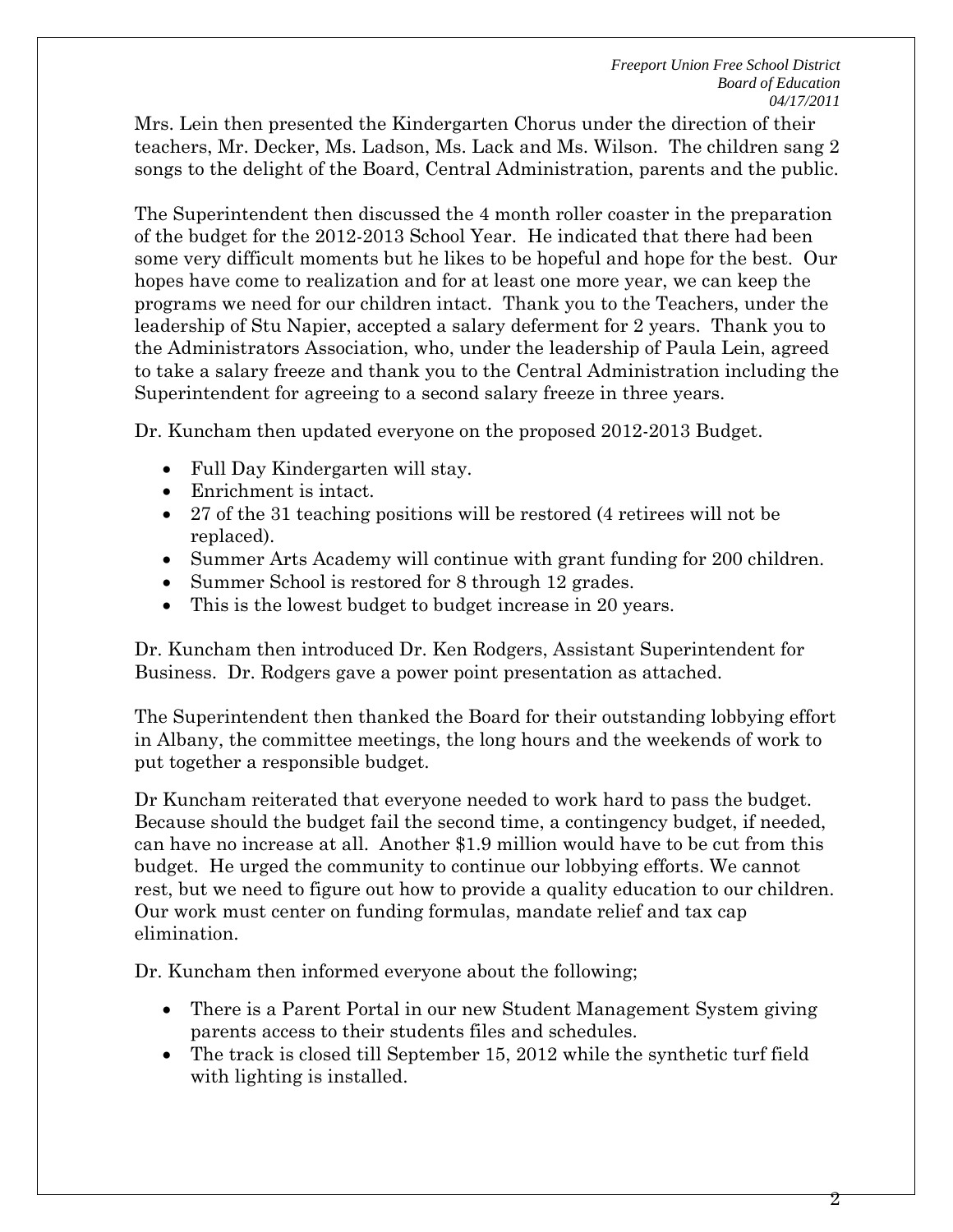Mrs. Lein then presented the Kindergarten Chorus under the direction of their teachers, Mr. Decker, Ms. Ladson, Ms. Lack and Ms. Wilson. The children sang 2 songs to the delight of the Board, Central Administration, parents and the public.

The Superintendent then discussed the 4 month roller coaster in the preparation of the budget for the 2012-2013 School Year. He indicated that there had been some very difficult moments but he likes to be hopeful and hope for the best. Our hopes have come to realization and for at least one more year, we can keep the programs we need for our children intact. Thank you to the Teachers, under the leadership of Stu Napier, accepted a salary deferment for 2 years. Thank you to the Administrators Association, who, under the leadership of Paula Lein, agreed to take a salary freeze and thank you to the Central Administration including the Superintendent for agreeing to a second salary freeze in three years.

Dr. Kuncham then updated everyone on the proposed 2012-2013 Budget.

- Full Day Kindergarten will stay.
- Enrichment is intact.
- 27 of the 31 teaching positions will be restored (4 retirees will not be replaced).
- Summer Arts Academy will continue with grant funding for 200 children.
- Summer School is restored for 8 through 12 grades.
- This is the lowest budget to budget increase in 20 years.

Dr. Kuncham then introduced Dr. Ken Rodgers, Assistant Superintendent for Business. Dr. Rodgers gave a power point presentation as attached.

The Superintendent then thanked the Board for their outstanding lobbying effort in Albany, the committee meetings, the long hours and the weekends of work to put together a responsible budget.

Dr Kuncham reiterated that everyone needed to work hard to pass the budget. Because should the budget fail the second time, a contingency budget, if needed, can have no increase at all. Another $1.9 million would have to be cut from this budget. He urged the community to continue our lobbying efforts. We cannot rest, but we need to figure out how to provide a quality education to our children. Our work must center on funding formulas, mandate relief and tax cap elimination.

Dr. Kuncham then informed everyone about the following;

- There is a Parent Portal in our new Student Management System giving parents access to their students files and schedules.
- The track is closed till September 15, 2012 while the synthetic turf field with lighting is installed.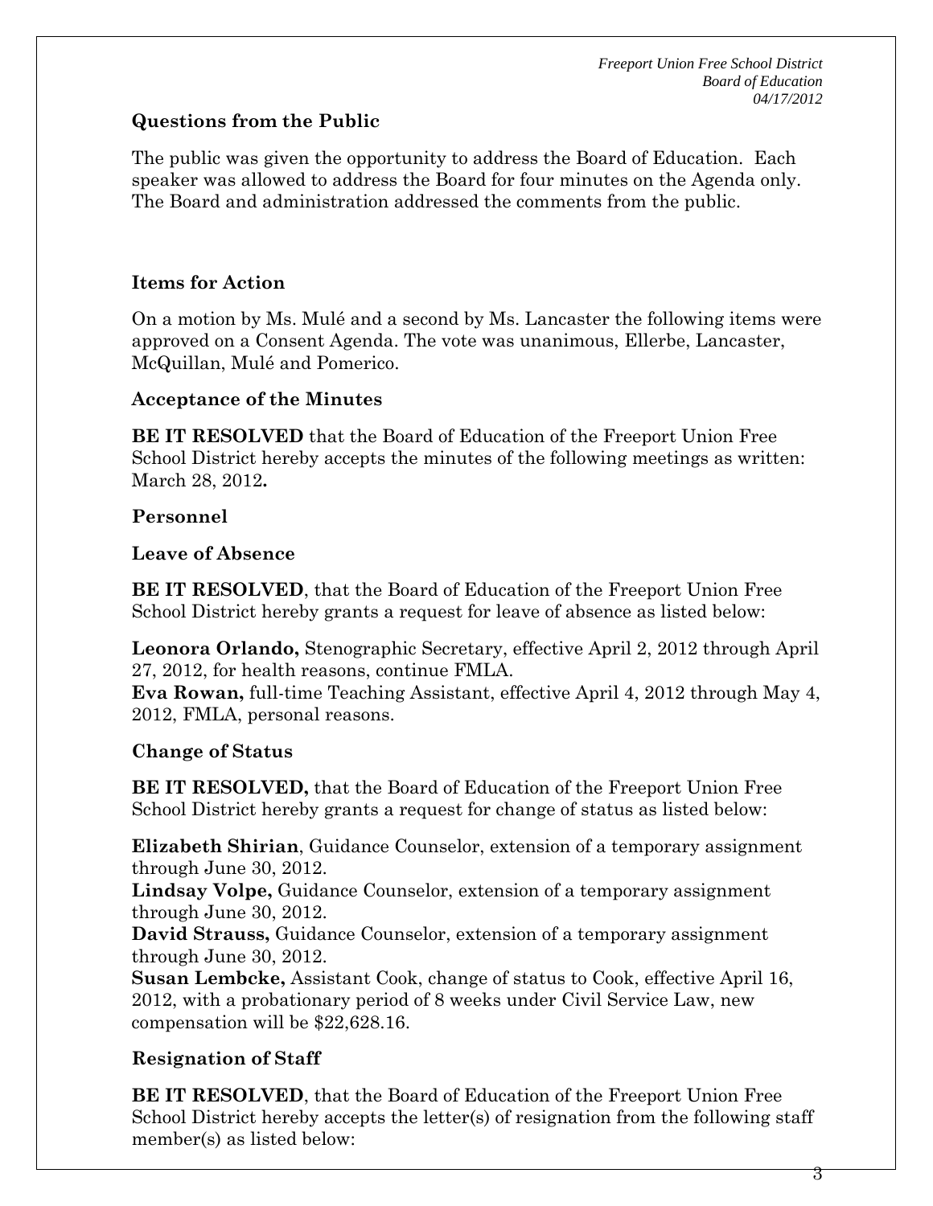### Questions from the Public

The public was given the opportunity to address the Board of Education. Each speaker was allowed to address the Board for four minutes on the Agenda only. The Board and administration addressed the comments from the public.

### Items for Action

On a motion by Ms. Mulé and a second by Ms. Lancaster the following items were approved on a Consent Agenda. The vote was unanimous, Ellerbe, Lancaster, McQuillan, Mulé and Pomerico.

### Acceptance of the Minutes

**BE IT RESOLVED** that the Board of Education of the Freeport Union Free School District hereby accepts the minutes of the following meetings as written: March 28, 2012**.**

### Personnel

### Leave of Absence

**BE IT RESOLVED**, that the Board of Education of the Freeport Union Free School District hereby grants a request for leave of absence as listed below:

**Leonora Orlando,** Stenographic Secretary, effective April 2, 2012 through April 27, 2012, for health reasons, continue FMLA.
**Eva Rowan,** full-time Teaching Assistant, effective April 4, 2012 through May 4, 2012, FMLA, personal reasons.

### Change of Status

**BE IT RESOLVED,** that the Board of Education of the Freeport Union Free School District hereby grants a request for change of status as listed below:

**Elizabeth Shirian**, Guidance Counselor, extension of a temporary assignment through June 30, 2012.
**Lindsay Volpe,** Guidance Counselor, extension of a temporary assignment through June 30, 2012.
**David Strauss,** Guidance Counselor, extension of a temporary assignment through June 30, 2012.
**Susan Lembcke,** Assistant Cook, change of status to Cook, effective April 16, 2012, with a probationary period of 8 weeks under Civil Service Law, new compensation will be $22,628.16.

### Resignation of Staff

**BE IT RESOLVED**, that the Board of Education of the Freeport Union Free School District hereby accepts the letter(s) of resignation from the following staff member(s) as listed below: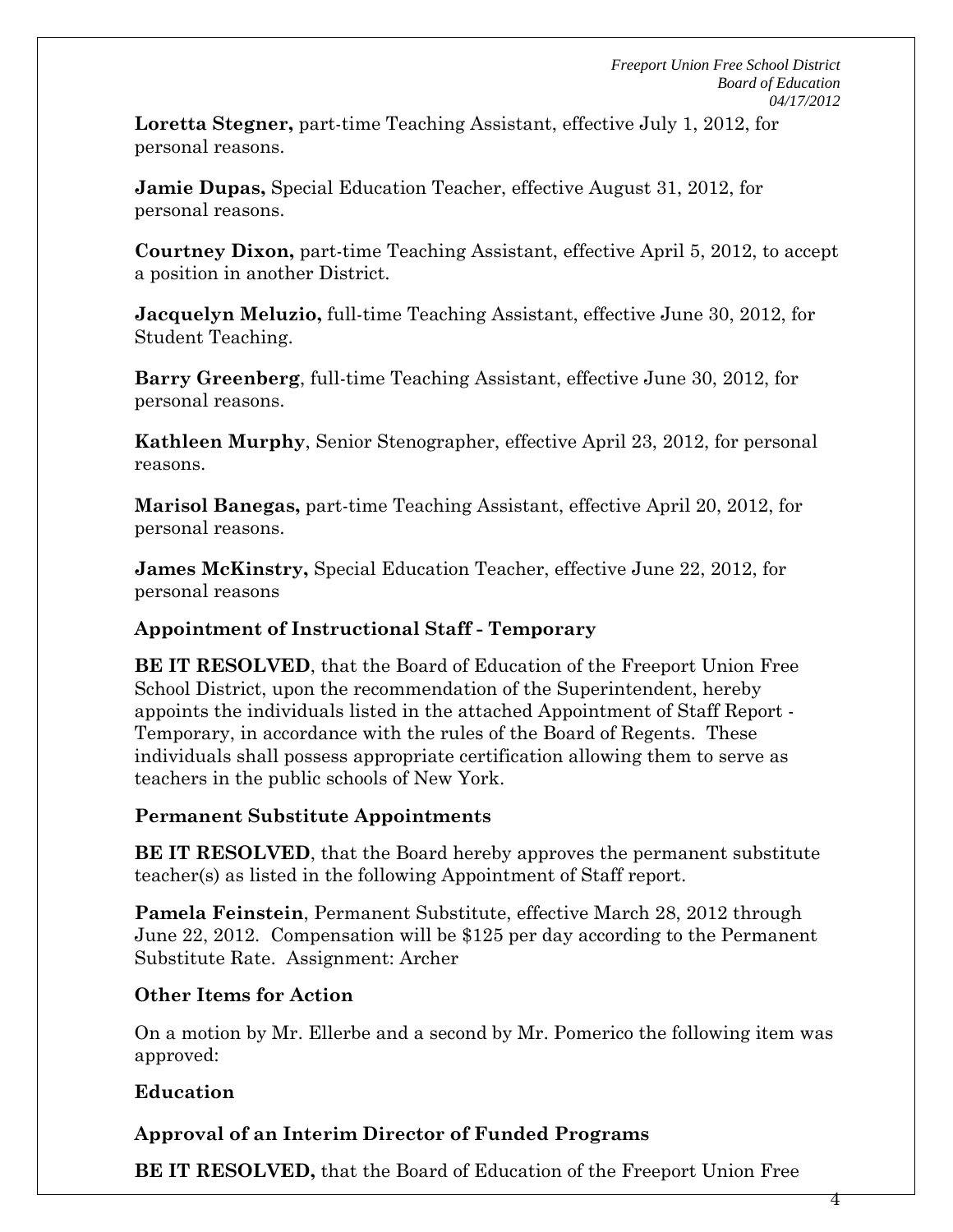**Loretta Stegner,** part-time Teaching Assistant, effective July 1, 2012, for personal reasons.

**Jamie Dupas,** Special Education Teacher, effective August 31, 2012, for personal reasons.

**Courtney Dixon,** part-time Teaching Assistant, effective April 5, 2012, to accept a position in another District.

**Jacquelyn Meluzio,** full-time Teaching Assistant, effective June 30, 2012, for Student Teaching.

**Barry Greenberg**, full-time Teaching Assistant, effective June 30, 2012, for personal reasons.

**Kathleen Murphy**, Senior Stenographer, effective April 23, 2012, for personal reasons.

**Marisol Banegas,** part-time Teaching Assistant, effective April 20, 2012, for personal reasons.

**James McKinstry,** Special Education Teacher, effective June 22, 2012, for personal reasons

### Appointment of Instructional Staff - Temporary

**BE IT RESOLVED**, that the Board of Education of the Freeport Union Free School District, upon the recommendation of the Superintendent, hereby appoints the individuals listed in the attached Appointment of Staff Report - Temporary, in accordance with the rules of the Board of Regents. These individuals shall possess appropriate certification allowing them to serve as teachers in the public schools of New York.

### Permanent Substitute Appointments

**BE IT RESOLVED**, that the Board hereby approves the permanent substitute teacher(s) as listed in the following Appointment of Staff report.

**Pamela Feinstein**, Permanent Substitute, effective March 28, 2012 through June 22, 2012. Compensation will be $125 per day according to the Permanent Substitute Rate. Assignment: Archer

### Other Items for Action

On a motion by Mr. Ellerbe and a second by Mr. Pomerico the following item was approved:

### Education

### Approval of an Interim Director of Funded Programs

**BE IT RESOLVED,** that the Board of Education of the Freeport Union Free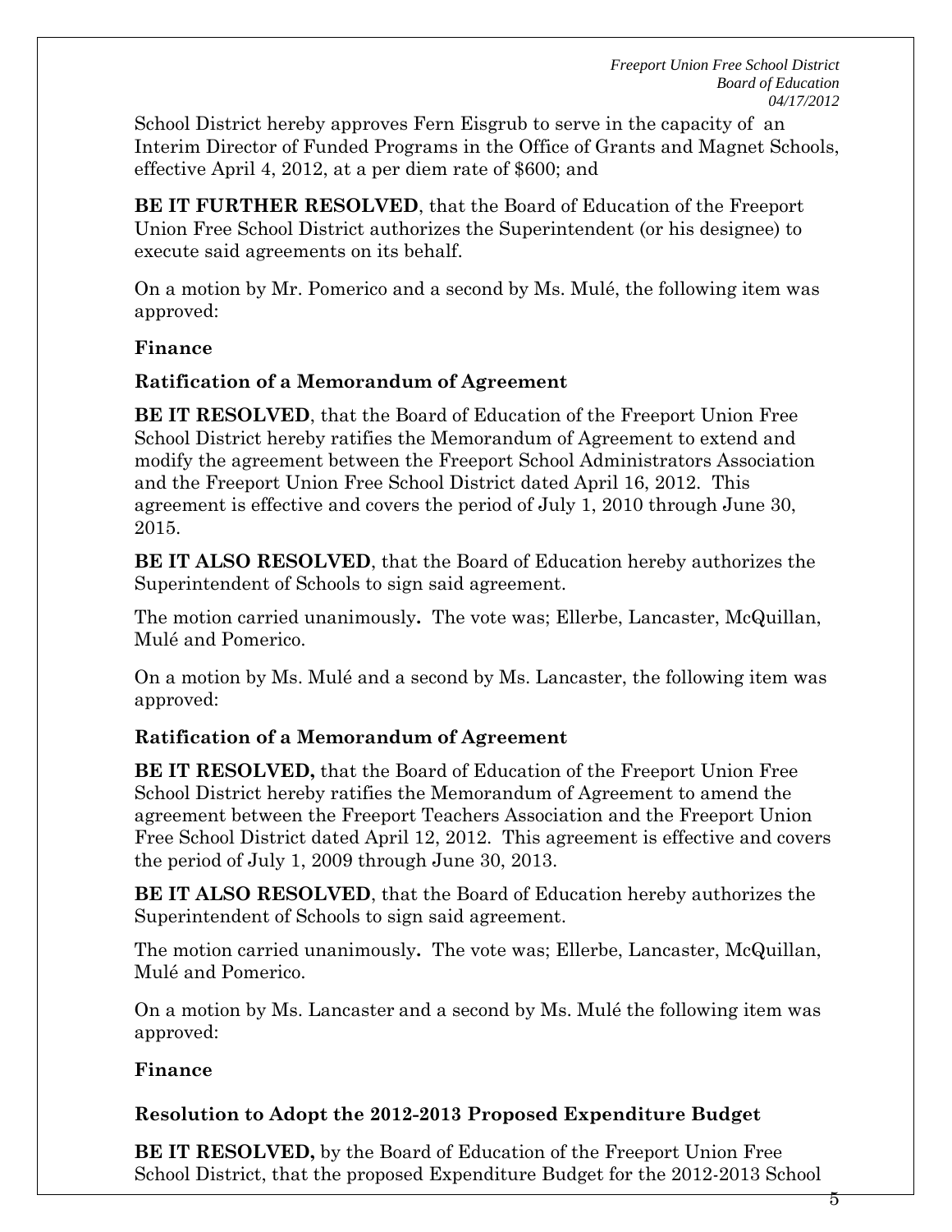School District hereby approves Fern Eisgrub to serve in the capacity of an Interim Director of Funded Programs in the Office of Grants and Magnet Schools, effective April 4, 2012, at a per diem rate of $600; and

**BE IT FURTHER RESOLVED**, that the Board of Education of the Freeport Union Free School District authorizes the Superintendent (or his designee) to execute said agreements on its behalf.

On a motion by Mr. Pomerico and a second by Ms. Mulé, the following item was approved:

**Finance**

**Ratification of a Memorandum of Agreement**

**BE IT RESOLVED**, that the Board of Education of the Freeport Union Free School District hereby ratifies the Memorandum of Agreement to extend and modify the agreement between the Freeport School Administrators Association and the Freeport Union Free School District dated April 16, 2012. This agreement is effective and covers the period of July 1, 2010 through June 30, 2015.

**BE IT ALSO RESOLVED**, that the Board of Education hereby authorizes the Superintendent of Schools to sign said agreement.

The motion carried unanimously**.** The vote was; Ellerbe, Lancaster, McQuillan, Mulé and Pomerico.

On a motion by Ms. Mulé and a second by Ms. Lancaster, the following item was approved:

**Ratification of a Memorandum of Agreement**

**BE IT RESOLVED,** that the Board of Education of the Freeport Union Free School District hereby ratifies the Memorandum of Agreement to amend the agreement between the Freeport Teachers Association and the Freeport Union Free School District dated April 12, 2012. This agreement is effective and covers the period of July 1, 2009 through June 30, 2013.

**BE IT ALSO RESOLVED**, that the Board of Education hereby authorizes the Superintendent of Schools to sign said agreement.

The motion carried unanimously**.** The vote was; Ellerbe, Lancaster, McQuillan, Mulé and Pomerico.

On a motion by Ms. Lancaster and a second by Ms. Mulé the following item was approved:

**Finance**

**Resolution to Adopt the 2012-2013 Proposed Expenditure Budget**

**BE IT RESOLVED,** by the Board of Education of the Freeport Union Free School District, that the proposed Expenditure Budget for the 2012-2013 School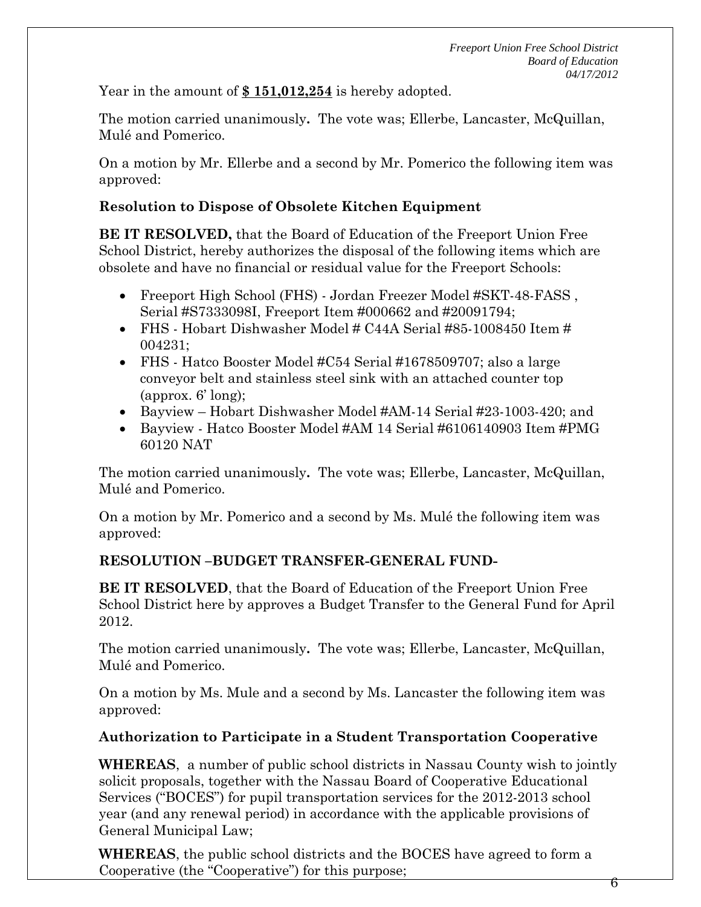Year in the amount of **$ 151,012,254** is hereby adopted.

The motion carried unanimously**.** The vote was; Ellerbe, Lancaster, McQuillan, Mulé and Pomerico.

On a motion by Mr. Ellerbe and a second by Mr. Pomerico the following item was approved:

**Resolution to Dispose of Obsolete Kitchen Equipment**

**BE IT RESOLVED,** that the Board of Education of the Freeport Union Free School District, hereby authorizes the disposal of the following items which are obsolete and have no financial or residual value for the Freeport Schools:

- Freeport High School (FHS) - Jordan Freezer Model #SKT-48-FASS , Serial #S7333098I, Freeport Item #000662 and #20091794;
- FHS - Hobart Dishwasher Model # C44A Serial #85-1008450 Item # 004231;
- FHS - Hatco Booster Model #C54 Serial #1678509707; also a large conveyor belt and stainless steel sink with an attached counter top (approx. 6' long);
- Bayview – Hobart Dishwasher Model #AM-14 Serial #23-1003-420; and
- Bayview - Hatco Booster Model #AM 14 Serial #6106140903 Item #PMG 60120 NAT

The motion carried unanimously**.** The vote was; Ellerbe, Lancaster, McQuillan, Mulé and Pomerico.

On a motion by Mr. Pomerico and a second by Ms. Mulé the following item was approved:

**RESOLUTION –BUDGET TRANSFER-GENERAL FUND-**

**BE IT RESOLVED**, that the Board of Education of the Freeport Union Free School District here by approves a Budget Transfer to the General Fund for April 2012.

The motion carried unanimously**.** The vote was; Ellerbe, Lancaster, McQuillan, Mulé and Pomerico.

On a motion by Ms. Mule and a second by Ms. Lancaster the following item was approved:

**Authorization to Participate in a Student Transportation Cooperative**

**WHEREAS**, a number of public school districts in Nassau County wish to jointly solicit proposals, together with the Nassau Board of Cooperative Educational Services ("BOCES") for pupil transportation services for the 2012-2013 school year (and any renewal period) in accordance with the applicable provisions of General Municipal Law;

**WHEREAS**, the public school districts and the BOCES have agreed to form a Cooperative (the "Cooperative") for this purpose;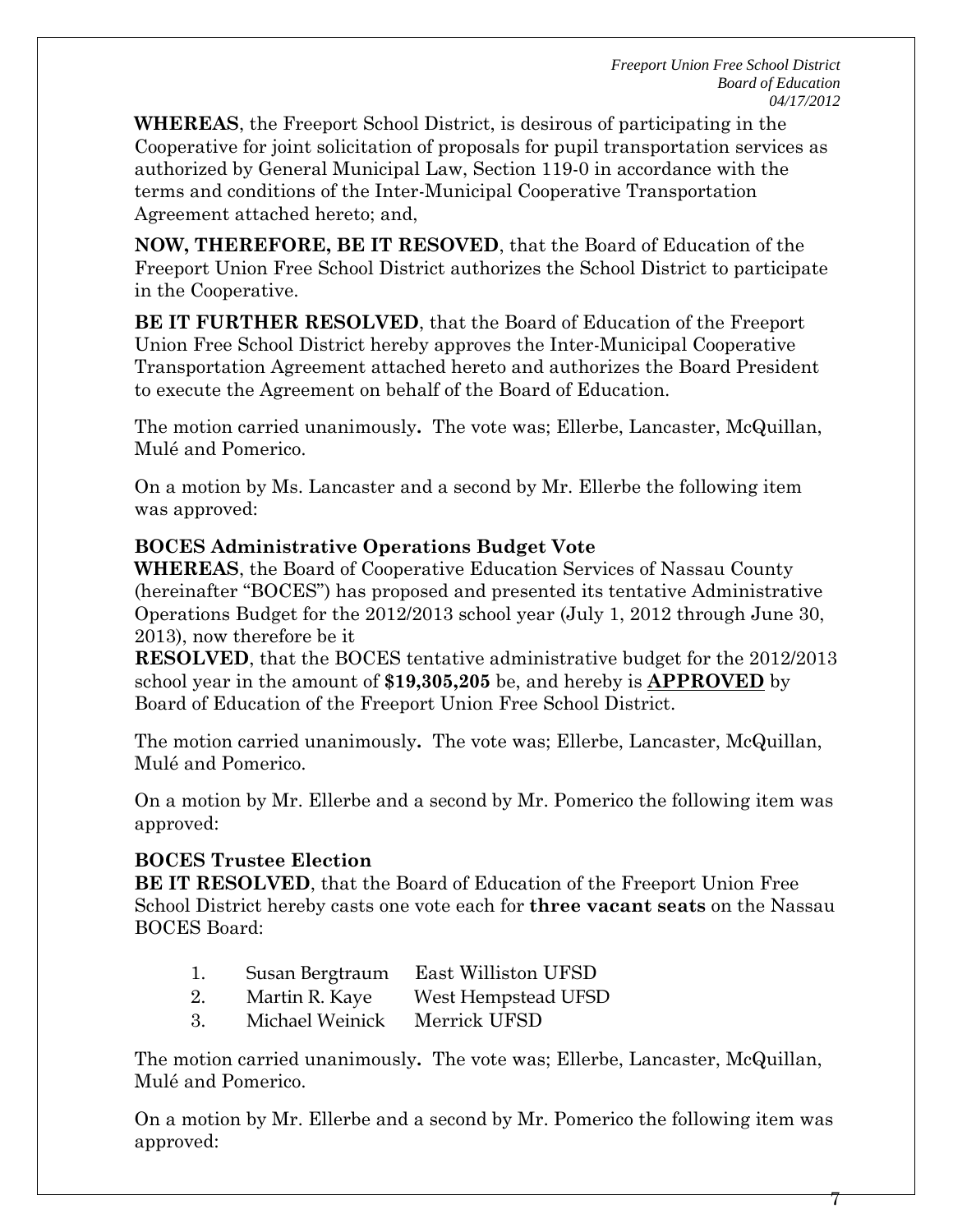**WHEREAS**, the Freeport School District, is desirous of participating in the Cooperative for joint solicitation of proposals for pupil transportation services as authorized by General Municipal Law, Section 119-0 in accordance with the terms and conditions of the Inter-Municipal Cooperative Transportation Agreement attached hereto; and,

**NOW, THEREFORE, BE IT RESOVED**, that the Board of Education of the Freeport Union Free School District authorizes the School District to participate in the Cooperative.

**BE IT FURTHER RESOLVED**, that the Board of Education of the Freeport Union Free School District hereby approves the Inter-Municipal Cooperative Transportation Agreement attached hereto and authorizes the Board President to execute the Agreement on behalf of the Board of Education.

The motion carried unanimously**.** The vote was; Ellerbe, Lancaster, McQuillan, Mulé and Pomerico.

On a motion by Ms. Lancaster and a second by Mr. Ellerbe the following item was approved:

**BOCES Administrative Operations Budget Vote**

**WHEREAS**, the Board of Cooperative Education Services of Nassau County (hereinafter "BOCES") has proposed and presented its tentative Administrative Operations Budget for the 2012/2013 school year (July 1, 2012 through June 30, 2013), now therefore be it

**RESOLVED**, that the BOCES tentative administrative budget for the 2012/2013 school year in the amount of **$19,305,205** be, and hereby is **APPROVED** by Board of Education of the Freeport Union Free School District.

The motion carried unanimously**.** The vote was; Ellerbe, Lancaster, McQuillan, Mulé and Pomerico.

On a motion by Mr. Ellerbe and a second by Mr. Pomerico the following item was approved:

**BOCES Trustee Election**

**BE IT RESOLVED**, that the Board of Education of the Freeport Union Free School District hereby casts one vote each for **three vacant seats** on the Nassau BOCES Board:

1. Susan Bergtraum East Williston UFSD
2. Martin R. Kaye West Hempstead UFSD
3. Michael Weinick Merrick UFSD

The motion carried unanimously**.** The vote was; Ellerbe, Lancaster, McQuillan, Mulé and Pomerico.

On a motion by Mr. Ellerbe and a second by Mr. Pomerico the following item was approved: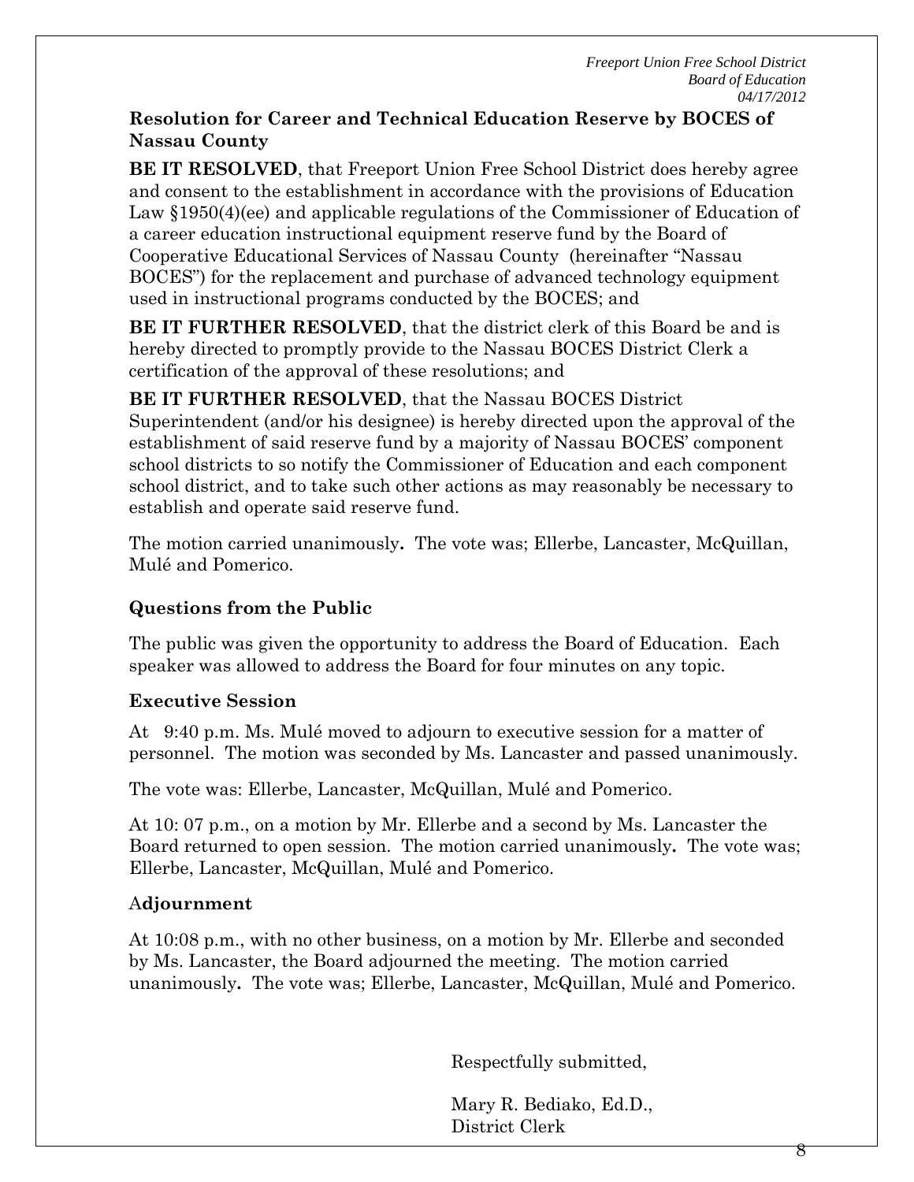**Resolution for Career and Technical Education Reserve by BOCES of Nassau County**

**BE IT RESOLVED**, that Freeport Union Free School District does hereby agree and consent to the establishment in accordance with the provisions of Education Law §1950(4)(ee) and applicable regulations of the Commissioner of Education of a career education instructional equipment reserve fund by the Board of Cooperative Educational Services of Nassau County (hereinafter "Nassau BOCES") for the replacement and purchase of advanced technology equipment used in instructional programs conducted by the BOCES; and

**BE IT FURTHER RESOLVED**, that the district clerk of this Board be and is hereby directed to promptly provide to the Nassau BOCES District Clerk a certification of the approval of these resolutions; and

**BE IT FURTHER RESOLVED**, that the Nassau BOCES District Superintendent (and/or his designee) is hereby directed upon the approval of the establishment of said reserve fund by a majority of Nassau BOCES' component school districts to so notify the Commissioner of Education and each component school district, and to take such other actions as may reasonably be necessary to establish and operate said reserve fund.

The motion carried unanimously**.** The vote was; Ellerbe, Lancaster, McQuillan, Mulé and Pomerico.

### Questions from the Public

The public was given the opportunity to address the Board of Education. Each speaker was allowed to address the Board for four minutes on any topic.

### Executive Session

At 9:40 p.m. Ms. Mulé moved to adjourn to executive session for a matter of personnel. The motion was seconded by Ms. Lancaster and passed unanimously.

The vote was: Ellerbe, Lancaster, McQuillan, Mulé and Pomerico.

At 10: 07 p.m., on a motion by Mr. Ellerbe and a second by Ms. Lancaster the Board returned to open session. The motion carried unanimously**.** The vote was; Ellerbe, Lancaster, McQuillan, Mulé and Pomerico.

### Adjournment

At 10:08 p.m., with no other business, on a motion by Mr. Ellerbe and seconded by Ms. Lancaster, the Board adjourned the meeting. The motion carried unanimously**.** The vote was; Ellerbe, Lancaster, McQuillan, Mulé and Pomerico.

Respectfully submitted,

Mary R. Bediako, Ed.D.,
District Clerk